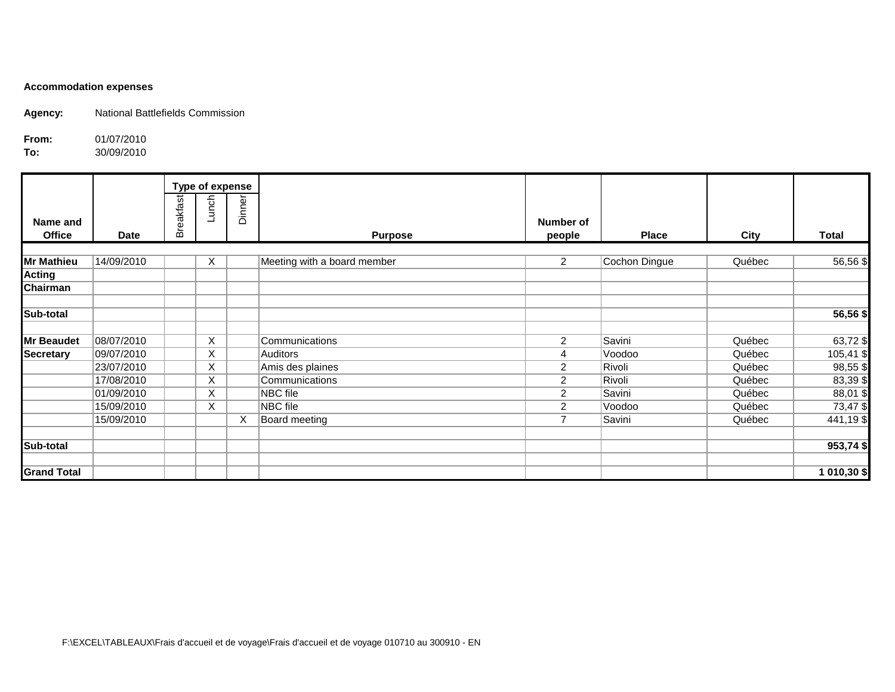**Accommodation expenses**

**Agency:** National Battlefields Commission

**From:** 01/07/2010
**To:** 30/09/2010

| Name and Office | Date | Type of expense | | | Purpose | Number of people | Place | City | Total |
|---|---|---|---|---|---|---|---|---|---|
| | | Breakfast | Lunch | Dinner | | | | | |
| **Mr Mathieu** | 14/09/2010 | | X | | Meeting with a board member | 2 | Cochon Dingue | Québec | 56,56 $ |
| **Acting** | | | | | | | | | |
| **Chairman** | | | | | | | | | |
| **Sub-total** | | | | | | | | | **56,56 $** |
| **Mr Beaudet** | 08/07/2010 | | X | | Communications | 2 | Savini | Québec | 63,72 $ |
| **Secretary** | 09/07/2010 | | X | | Auditors | 4 | Voodoo | Québec | 105,41 $ |
| | 23/07/2010 | | X | | Amis des plaines | 2 | Rivoli | Québec | 98,55 $ |
| | 17/08/2010 | | X | | Communications | 2 | Rivoli | Québec | 83,39 $ |
| | 01/09/2010 | | X | | NBC file | 2 | Savini | Québec | 88,01 $ |
| | 15/09/2010 | | X | | NBC file | 2 | Voodoo | Québec | 73,47 $ |
| | 15/09/2010 | | | X | Board meeting | 7 | Savini | Québec | 441,19 $ |
| **Sub-total** | | | | | | | | | **953,74 $** |
| **Grand Total** | | | | | | | | | **1 010,30 $** |

F:\EXCEL\TABLEAUX\Frais d'accueil et de voyage\Frais d'accueil et de voyage 010710 au 300910 - EN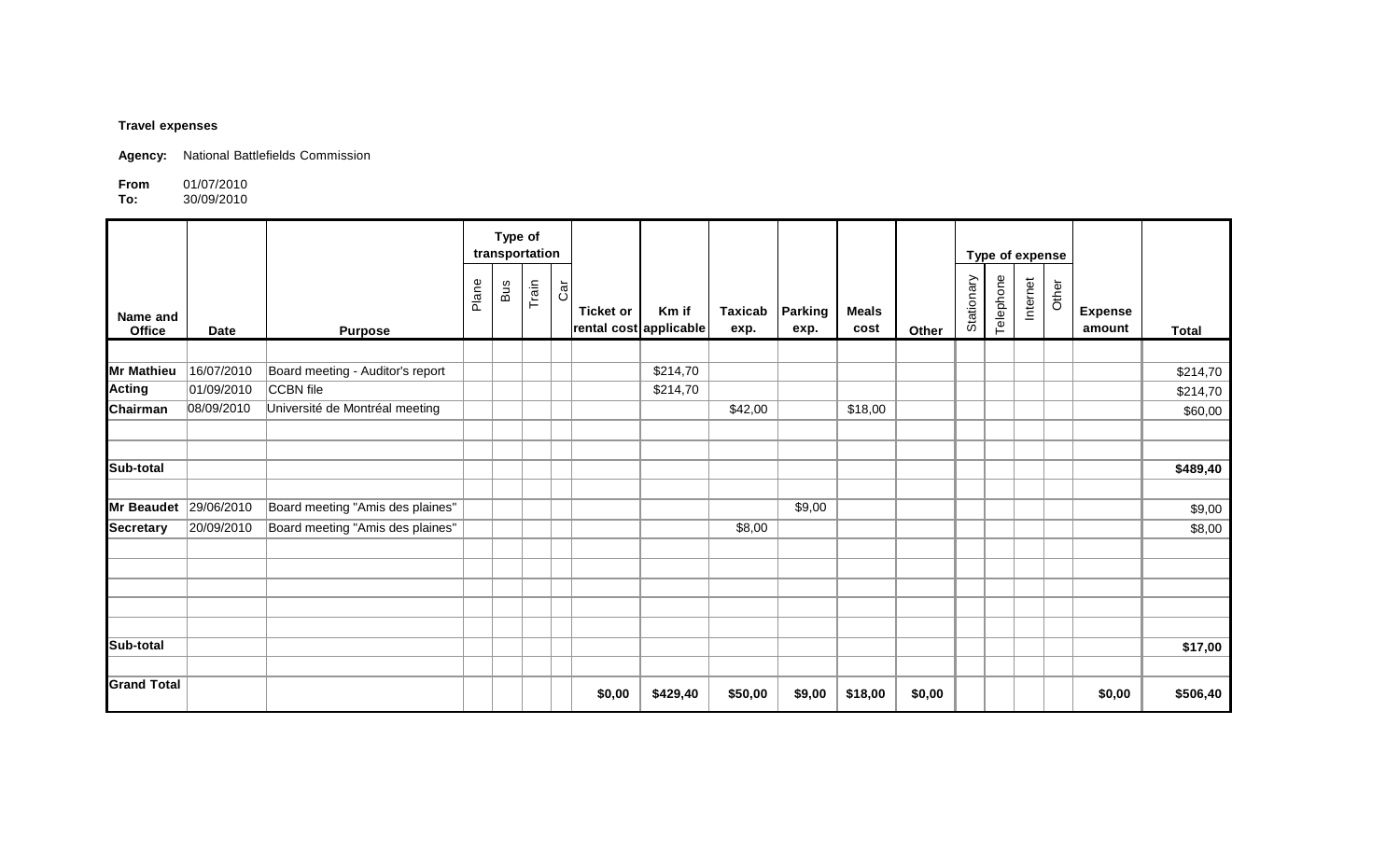**Travel expenses**

**Agency:** National Battlefields Commission

**From** 01/07/2010
**To:** 30/09/2010

| Name and Office | Date | Purpose | Type of transportation | | | | Ticket or rental cost | Km if applicable | Taxicab exp. | Parking exp. | Meals cost | Other | Type of expense | | | | Expense amount | Total |
|---|---|---|---|---|---|---|---|---|---|---|---|---|---|---|---|---|---|---|
| | | | Plane | Bus | Train | Car | | | | | | | Stationary | Telephone | Internet | Other | | |
| **Mr Mathieu** | 16/07/2010 | Board meeting - Auditor's report | | | | | | $214,70 | | | | | | | | | | $214,70 |
| **Acting** | 01/09/2010 | CCBN file | | | | | | $214,70 | | | | | | | | | | $214,70 |
| **Chairman** | 08/09/2010 | Université de Montréal meeting | | | | | | | $42,00 | | $18,00 | | | | | | | $60,00 |
| **Sub-total** | | | | | | | | | | | | | | | | | | **$489,40** |
| **Mr Beaudet** | 29/06/2010 | Board meeting "Amis des plaines" | | | | | | | | $9,00 | | | | | | | | $9,00 |
| **Secretary** | 20/09/2010 | Board meeting "Amis des plaines" | | | | | | | $8,00 | | | | | | | | | $8,00 |
| **Sub-total** | | | | | | | | | | | | | | | | | | **$17,00** |
| **Grand Total** | | | | | | | **$0,00** | **$429,40** | **$50,00** | **$9,00** | **$18,00** | **$0,00** | | | | | **$0,00** | **$506,40** |